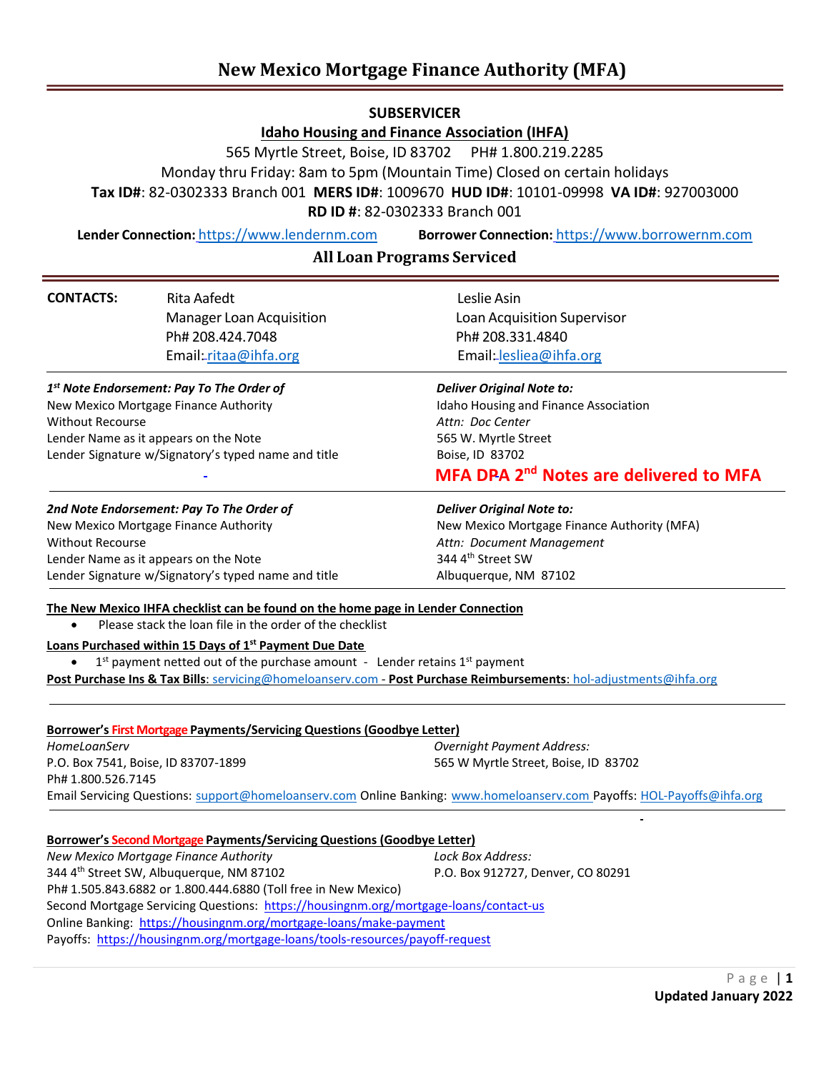# New Mexico Mortgage Finance Authority (MFA)

**SUBSERVICER**

**Idaho Housing and Finance Association (IHFA)**

565 Myrtle Street, Boise, ID 83702 PH# 1.800.219.2285

Monday thru Friday: 8am to 5pm (Mountain Time) Closed on certain holidays

**Tax ID#**: 82-0302333 Branch 001 **MERS ID#**: 1009670 **HUD ID#**: 10101-09998 **VA ID#**: 927003000

**RD ID #**: 82-0302333 Branch 001

**Lender Connection:** https://www.lendernm.com **Borrower Connection:** https://www.borrowernm.com

**All Loan Programs Serviced**

**CONTACTS:**

Rita Aafedt
Manager Loan Acquisition
Ph# 208.424.7048
Email: ritaa@ihfa.org

Leslie Asin
Loan Acquisition Supervisor
Ph# 208.331.4840
Email: lesliea@ihfa.org

***1st Note Endorsement: Pay To The Order of***
New Mexico Mortgage Finance Authority
Without Recourse
Lender Name as it appears on the Note
Lender Signature w/Signatory's typed name and title

***Deliver Original Note to:***
Idaho Housing and Finance Association
*Attn: Doc Center*
565 W. Myrtle Street
Boise, ID 83702

**MFA DPA 2nd Notes are delivered to MFA**

***2nd Note Endorsement: Pay To The Order of***
New Mexico Mortgage Finance Authority
Without Recourse
Lender Name as it appears on the Note
Lender Signature w/Signatory's typed name and title

***Deliver Original Note to:***
New Mexico Mortgage Finance Authority (MFA)
*Attn: Document Management*
344 4th Street SW
Albuquerque, NM 87102

**The New Mexico IHFA checklist can be found on the home page in Lender Connection**

- Please stack the loan file in the order of the checklist

**Loans Purchased within 15 Days of 1st Payment Due Date**

- 1st payment netted out of the purchase amount - Lender retains 1st payment

**Post Purchase Ins & Tax Bills**: servicing@homeloanserv.com - **Post Purchase Reimbursements**: hol-adjustments@ihfa.org

**Borrower's First Mortgage Payments/Servicing Questions (Goodbye Letter)**

*HomeLoanServ*
P.O. Box 7541, Boise, ID 83707-1899
Ph# 1.800.526.7145

*Overnight Payment Address:*
565 W Myrtle Street, Boise, ID 83702

Email Servicing Questions: support@homeloanserv.com Online Banking: www.homeloanserv.com Payoffs: HOL-Payoffs@ihfa.org

**Borrower's Second Mortgage Payments/Servicing Questions (Goodbye Letter)**

*New Mexico Mortgage Finance Authority*
344 4th Street SW, Albuquerque, NM 87102

*Lock Box Address:*
P.O. Box 912727, Denver, CO 80291

Ph# 1.505.843.6882 or 1.800.444.6880 (Toll free in New Mexico)
Second Mortgage Servicing Questions: https://housingnm.org/mortgage-loans/contact-us
Online Banking: https://housingnm.org/mortgage-loans/make-payment
Payoffs: https://housingnm.org/mortgage-loans/tools-resources/payoff-request

**Updated January 2022**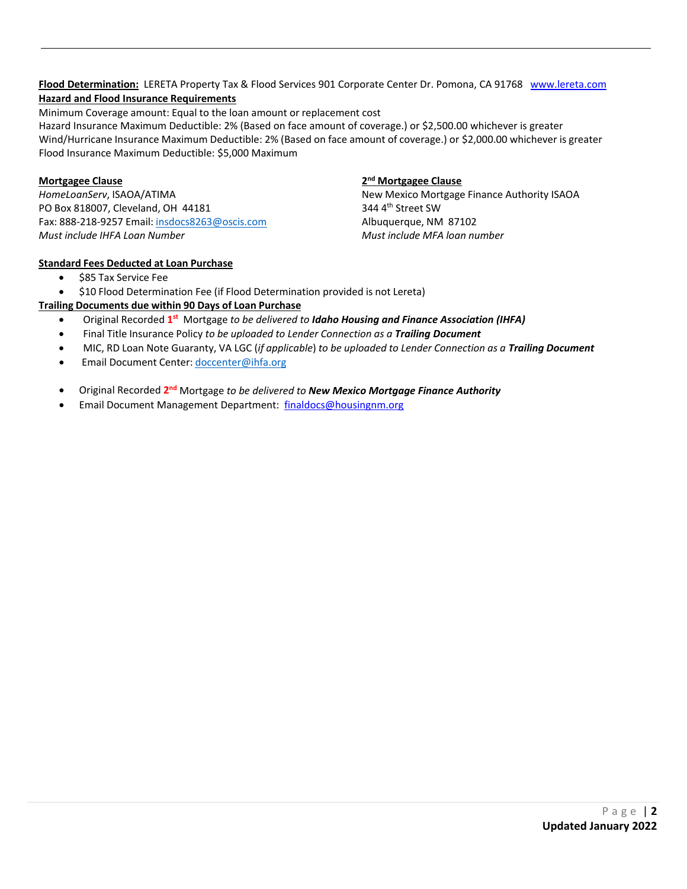**Flood Determination:** LERETA Property Tax & Flood Services 901 Corporate Center Dr. Pomona, CA 91768 www.lereta.com

**Hazard and Flood Insurance Requirements**

Minimum Coverage amount: Equal to the loan amount or replacement cost
Hazard Insurance Maximum Deductible: 2% (Based on face amount of coverage.) or $2,500.00 whichever is greater
Wind/Hurricane Insurance Maximum Deductible: 2% (Based on face amount of coverage.) or $2,000.00 whichever is greater
Flood Insurance Maximum Deductible: $5,000 Maximum

**Mortgagee Clause**

*HomeLoanServ*, ISAOA/ATIMA
PO Box 818007, Cleveland, OH 44181
Fax: 888-218-9257 Email: insdocs8263@oscis.com
*Must include IHFA Loan Number*

**2nd Mortgagee Clause**

New Mexico Mortgage Finance Authority ISAOA
344 4th Street SW
Albuquerque, NM 87102
*Must include MFA loan number*

**Standard Fees Deducted at Loan Purchase**

- $85 Tax Service Fee
- $10 Flood Determination Fee (if Flood Determination provided is not Lereta)

**Trailing Documents due within 90 Days of Loan Purchase**

- Original Recorded **1st** Mortgage *to be delivered to* ***Idaho Housing and Finance Association (IHFA)***
- Final Title Insurance Policy *to be uploaded to Lender Connection as a* ***Trailing Document***
- MIC, RD Loan Note Guaranty, VA LGC (*if applicable*) *to be uploaded to Lender Connection as a* ***Trailing Document***
- Email Document Center: doccenter@ihfa.org

- Original Recorded **2nd** Mortgage *to be delivered to* ***New Mexico Mortgage Finance Authority***
- Email Document Management Department: finaldocs@housingnm.org

**Updated January 2022**